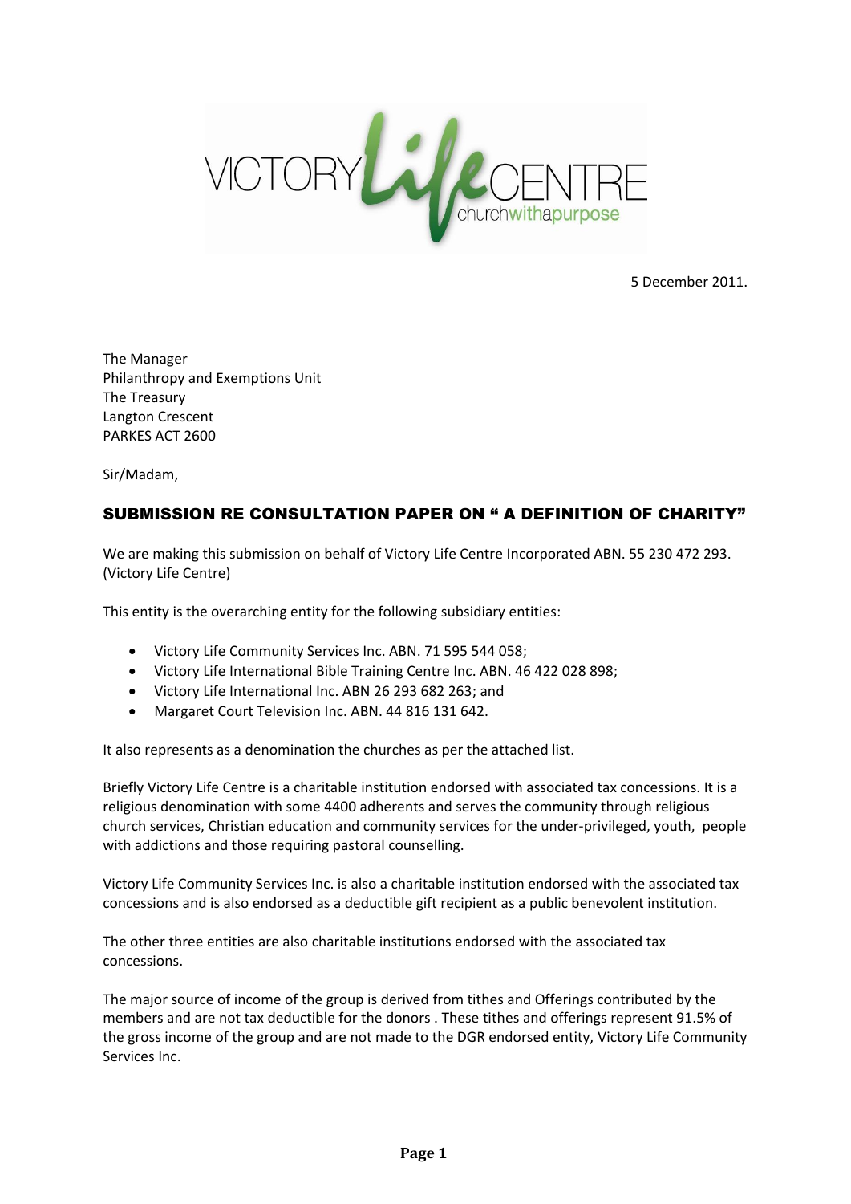VICTORY *Life* CENTRE
churchwithapurpose

5 December 2011.

The Manager
Philanthropy and Exemptions Unit
The Treasury
Langton Crescent
PARKES ACT 2600

Sir/Madam,

## SUBMISSION RE CONSULTATION PAPER ON " A DEFINITION OF CHARITY"

We are making this submission on behalf of Victory Life Centre Incorporated ABN. 55 230 472 293. (Victory Life Centre)

This entity is the overarching entity for the following subsidiary entities:

- Victory Life Community Services Inc. ABN. 71 595 544 058;
- Victory Life International Bible Training Centre Inc. ABN. 46 422 028 898;
- Victory Life International Inc. ABN 26 293 682 263; and
- Margaret Court Television Inc. ABN. 44 816 131 642.

It also represents as a denomination the churches as per the attached list.

Briefly Victory Life Centre is a charitable institution endorsed with associated tax concessions. It is a religious denomination with some 4400 adherents and serves the community through religious church services, Christian education and community services for the under-privileged, youth, people with addictions and those requiring pastoral counselling.

Victory Life Community Services Inc. is also a charitable institution endorsed with the associated tax concessions and is also endorsed as a deductible gift recipient as a public benevolent institution.

The other three entities are also charitable institutions endorsed with the associated tax concessions.

The major source of income of the group is derived from tithes and Offerings contributed by the members and are not tax deductible for the donors . These tithes and offerings represent 91.5% of the gross income of the group and are not made to the DGR endorsed entity, Victory Life Community Services Inc.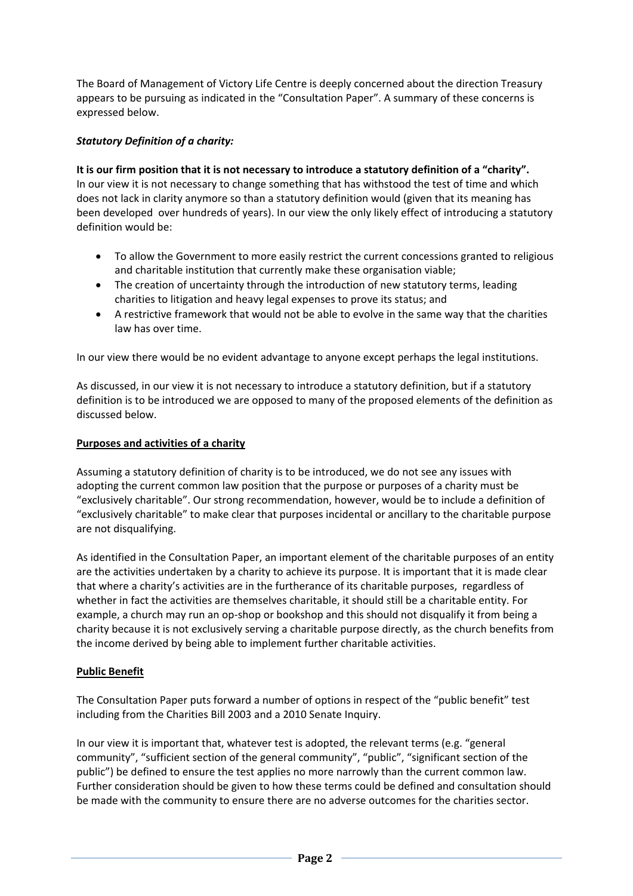The Board of Management of Victory Life Centre is deeply concerned about the direction Treasury appears to be pursuing as indicated in the "Consultation Paper". A summary of these concerns is expressed below.

***Statutory Definition of a charity:***

**It is our firm position that it is not necessary to introduce a statutory definition of a "charity".** In our view it is not necessary to change something that has withstood the test of time and which does not lack in clarity anymore so than a statutory definition would (given that its meaning has been developed over hundreds of years). In our view the only likely effect of introducing a statutory definition would be:

- To allow the Government to more easily restrict the current concessions granted to religious and charitable institution that currently make these organisation viable;
- The creation of uncertainty through the introduction of new statutory terms, leading charities to litigation and heavy legal expenses to prove its status; and
- A restrictive framework that would not be able to evolve in the same way that the charities law has over time.

In our view there would be no evident advantage to anyone except perhaps the legal institutions.

As discussed, in our view it is not necessary to introduce a statutory definition, but if a statutory definition is to be introduced we are opposed to many of the proposed elements of the definition as discussed below.

**Purposes and activities of a charity**

Assuming a statutory definition of charity is to be introduced, we do not see any issues with adopting the current common law position that the purpose or purposes of a charity must be "exclusively charitable". Our strong recommendation, however, would be to include a definition of "exclusively charitable" to make clear that purposes incidental or ancillary to the charitable purpose are not disqualifying.

As identified in the Consultation Paper, an important element of the charitable purposes of an entity are the activities undertaken by a charity to achieve its purpose. It is important that it is made clear that where a charity's activities are in the furtherance of its charitable purposes, regardless of whether in fact the activities are themselves charitable, it should still be a charitable entity. For example, a church may run an op-shop or bookshop and this should not disqualify it from being a charity because it is not exclusively serving a charitable purpose directly, as the church benefits from the income derived by being able to implement further charitable activities.

**Public Benefit**

The Consultation Paper puts forward a number of options in respect of the "public benefit" test including from the Charities Bill 2003 and a 2010 Senate Inquiry.

In our view it is important that, whatever test is adopted, the relevant terms (e.g. "general community", "sufficient section of the general community", "public", "significant section of the public") be defined to ensure the test applies no more narrowly than the current common law. Further consideration should be given to how these terms could be defined and consultation should be made with the community to ensure there are no adverse outcomes for the charities sector.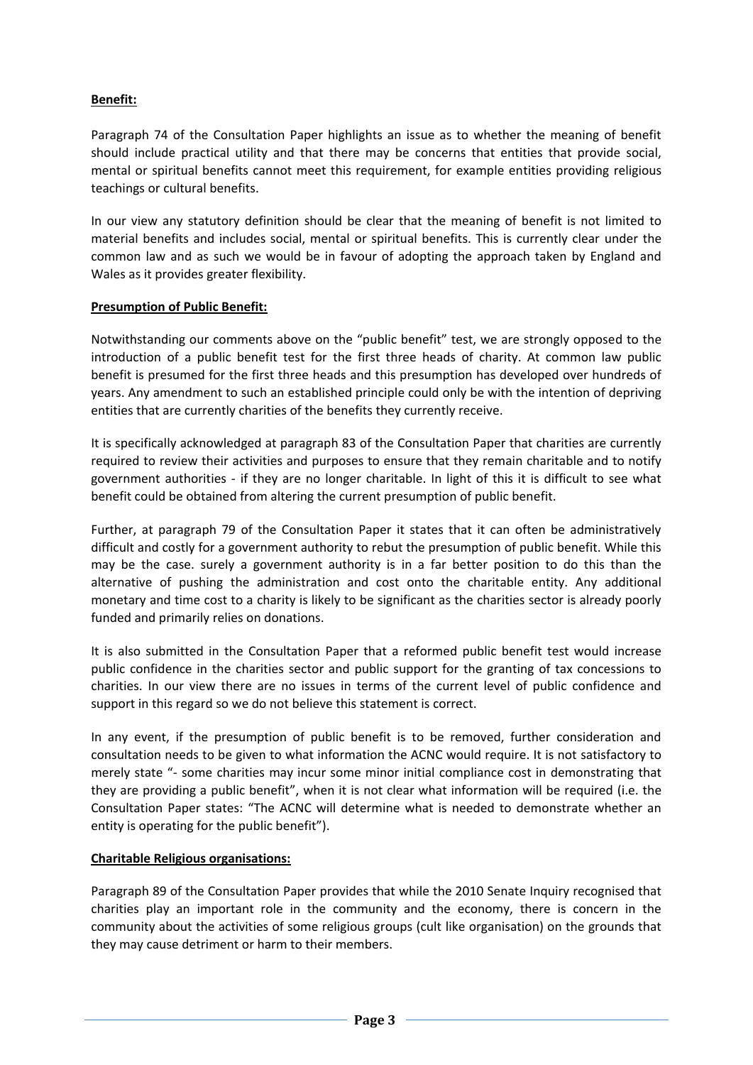**Benefit:**

Paragraph 74 of the Consultation Paper highlights an issue as to whether the meaning of benefit should include practical utility and that there may be concerns that entities that provide social, mental or spiritual benefits cannot meet this requirement, for example entities providing religious teachings or cultural benefits.

In our view any statutory definition should be clear that the meaning of benefit is not limited to material benefits and includes social, mental or spiritual benefits. This is currently clear under the common law and as such we would be in favour of adopting the approach taken by England and Wales as it provides greater flexibility.

**Presumption of Public Benefit:**

Notwithstanding our comments above on the "public benefit" test, we are strongly opposed to the introduction of a public benefit test for the first three heads of charity. At common law public benefit is presumed for the first three heads and this presumption has developed over hundreds of years. Any amendment to such an established principle could only be with the intention of depriving entities that are currently charities of the benefits they currently receive.

It is specifically acknowledged at paragraph 83 of the Consultation Paper that charities are currently required to review their activities and purposes to ensure that they remain charitable and to notify government authorities - if they are no longer charitable. In light of this it is difficult to see what benefit could be obtained from altering the current presumption of public benefit.

Further, at paragraph 79 of the Consultation Paper it states that it can often be administratively difficult and costly for a government authority to rebut the presumption of public benefit. While this may be the case. surely a government authority is in a far better position to do this than the alternative of pushing the administration and cost onto the charitable entity. Any additional monetary and time cost to a charity is likely to be significant as the charities sector is already poorly funded and primarily relies on donations.

It is also submitted in the Consultation Paper that a reformed public benefit test would increase public confidence in the charities sector and public support for the granting of tax concessions to charities. In our view there are no issues in terms of the current level of public confidence and support in this regard so we do not believe this statement is correct.

In any event, if the presumption of public benefit is to be removed, further consideration and consultation needs to be given to what information the ACNC would require. It is not satisfactory to merely state "- some charities may incur some minor initial compliance cost in demonstrating that they are providing a public benefit", when it is not clear what information will be required (i.e. the Consultation Paper states: "The ACNC will determine what is needed to demonstrate whether an entity is operating for the public benefit").

**Charitable Religious organisations:**

Paragraph 89 of the Consultation Paper provides that while the 2010 Senate Inquiry recognised that charities play an important role in the community and the economy, there is concern in the community about the activities of some religious groups (cult like organisation) on the grounds that they may cause detriment or harm to their members.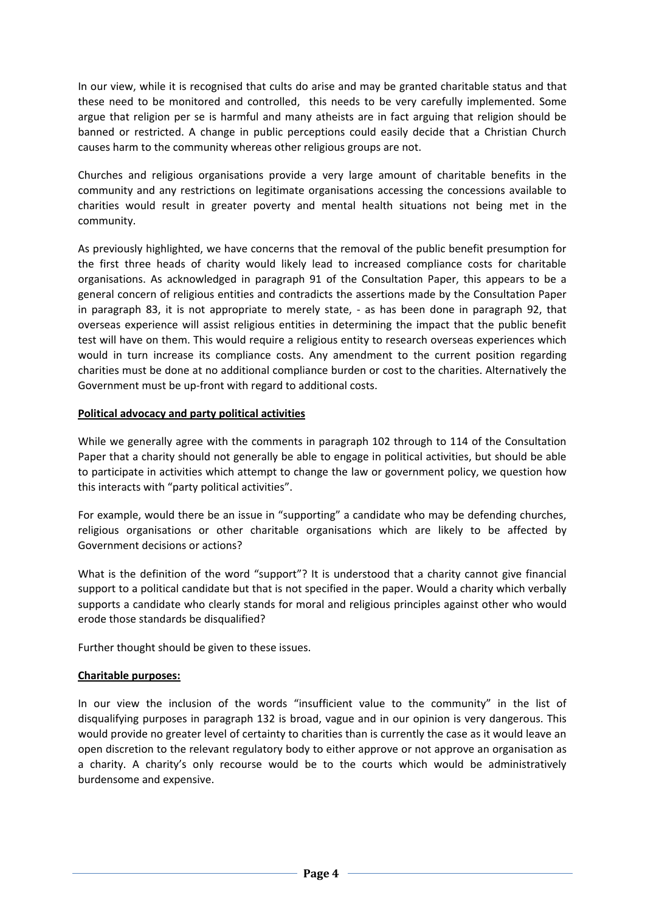In our view, while it is recognised that cults do arise and may be granted charitable status and that these need to be monitored and controlled, this needs to be very carefully implemented. Some argue that religion per se is harmful and many atheists are in fact arguing that religion should be banned or restricted. A change in public perceptions could easily decide that a Christian Church causes harm to the community whereas other religious groups are not.

Churches and religious organisations provide a very large amount of charitable benefits in the community and any restrictions on legitimate organisations accessing the concessions available to charities would result in greater poverty and mental health situations not being met in the community.

As previously highlighted, we have concerns that the removal of the public benefit presumption for the first three heads of charity would likely lead to increased compliance costs for charitable organisations. As acknowledged in paragraph 91 of the Consultation Paper, this appears to be a general concern of religious entities and contradicts the assertions made by the Consultation Paper in paragraph 83, it is not appropriate to merely state, - as has been done in paragraph 92, that overseas experience will assist religious entities in determining the impact that the public benefit test will have on them. This would require a religious entity to research overseas experiences which would in turn increase its compliance costs. Any amendment to the current position regarding charities must be done at no additional compliance burden or cost to the charities. Alternatively the Government must be up-front with regard to additional costs.

**Political advocacy and party political activities**

While we generally agree with the comments in paragraph 102 through to 114 of the Consultation Paper that a charity should not generally be able to engage in political activities, but should be able to participate in activities which attempt to change the law or government policy, we question how this interacts with "party political activities".

For example, would there be an issue in "supporting" a candidate who may be defending churches, religious organisations or other charitable organisations which are likely to be affected by Government decisions or actions?

What is the definition of the word "support"? It is understood that a charity cannot give financial support to a political candidate but that is not specified in the paper. Would a charity which verbally supports a candidate who clearly stands for moral and religious principles against other who would erode those standards be disqualified?

Further thought should be given to these issues.

**Charitable purposes:**

In our view the inclusion of the words "insufficient value to the community" in the list of disqualifying purposes in paragraph 132 is broad, vague and in our opinion is very dangerous. This would provide no greater level of certainty to charities than is currently the case as it would leave an open discretion to the relevant regulatory body to either approve or not approve an organisation as a charity. A charity's only recourse would be to the courts which would be administratively burdensome and expensive.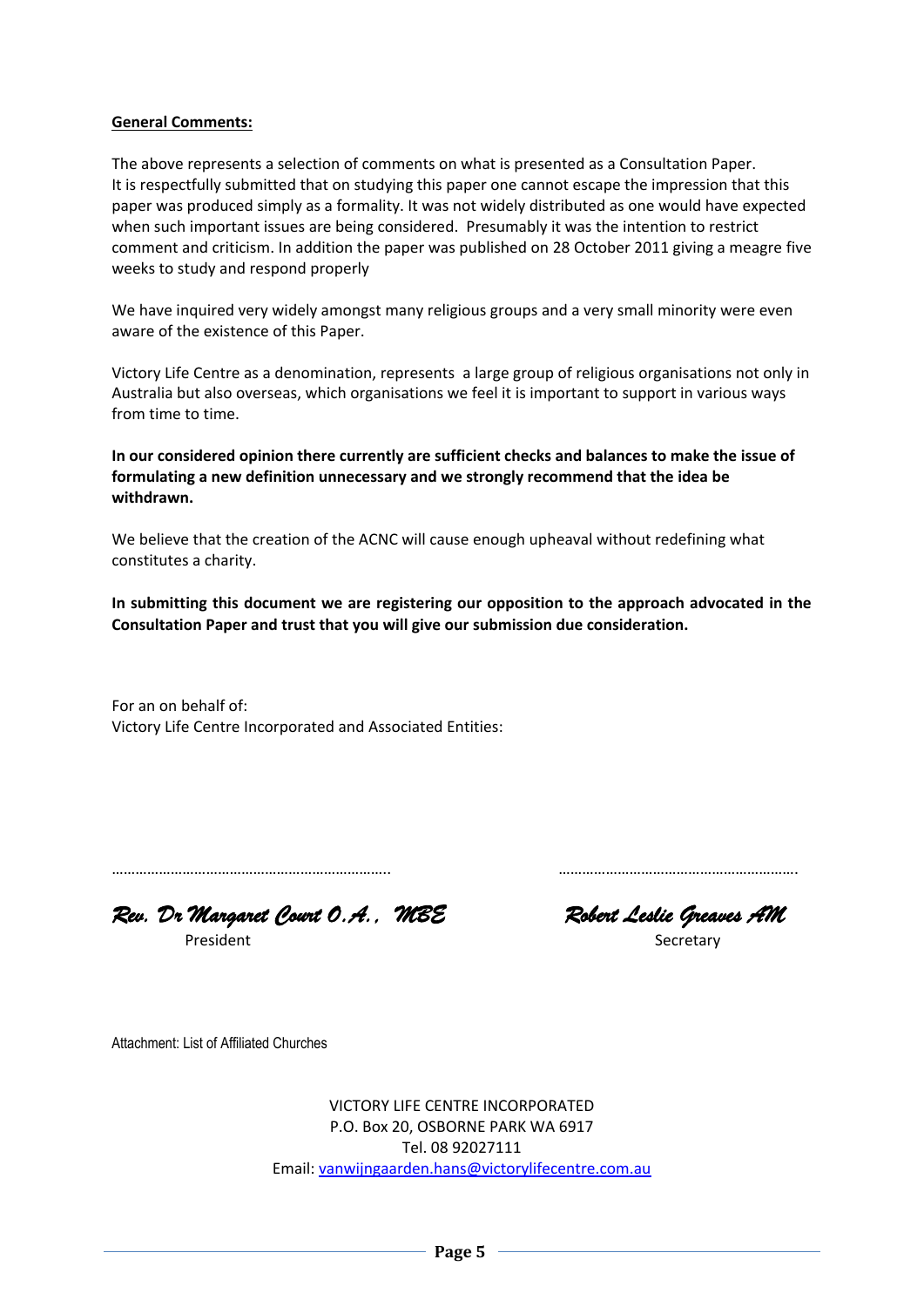**General Comments:**

The above represents a selection of comments on what is presented as a Consultation Paper. It is respectfully submitted that on studying this paper one cannot escape the impression that this paper was produced simply as a formality. It was not widely distributed as one would have expected when such important issues are being considered. Presumably it was the intention to restrict comment and criticism. In addition the paper was published on 28 October 2011 giving a meagre five weeks to study and respond properly

We have inquired very widely amongst many religious groups and a very small minority were even aware of the existence of this Paper.

Victory Life Centre as a denomination, represents a large group of religious organisations not only in Australia but also overseas, which organisations we feel it is important to support in various ways from time to time.

**In our considered opinion there currently are sufficient checks and balances to make the issue of formulating a new definition unnecessary and we strongly recommend that the idea be withdrawn.**

We believe that the creation of the ACNC will cause enough upheaval without redefining what constitutes a charity.

**In submitting this document we are registering our opposition to the approach advocated in the Consultation Paper and trust that you will give our submission due consideration.**

For an on behalf of:
Victory Life Centre Incorporated and Associated Entities:

……………………………………………………………..

*Rev. Dr Margaret Court O.A., MBE*
President

…………………………………………………….

*Robert Leslie Greaves AM*
Secretary

Attachment: List of Affiliated Churches

VICTORY LIFE CENTRE INCORPORATED
P.O. Box 20, OSBORNE PARK WA 6917
Tel. 08 92027111
Email: vanwijngaarden.hans@victorylifecentre.com.au